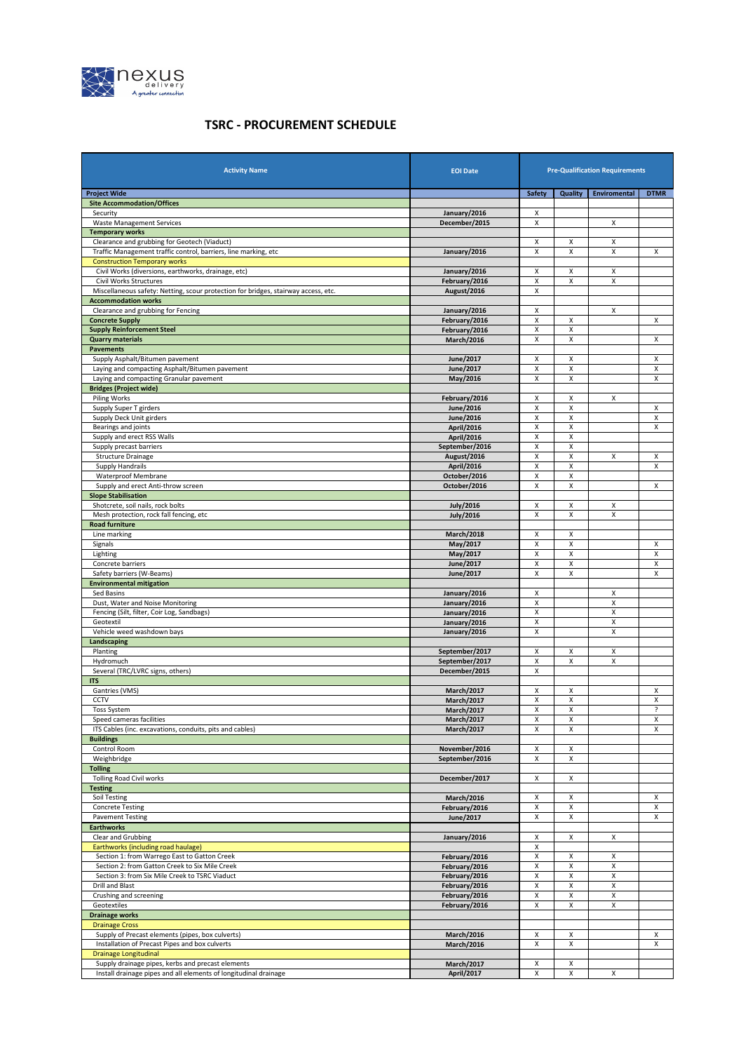# TSRC - PROCUREMENT SCHEDULE

| Activity Name | EOI Date | Pre-Qualification Requirements | | | |
|---|---|---|---|---|---|
| **Project Wide** | | **Safety** | **Quality** | **Enviromental** | **DTMR** |
| **Site Accommodation/Offices** | | | | | |
| Security | January/2016 | X | | | |
| Waste Management Services | December/2015 | X | | X | |
| **Temporary works** | | | | | |
| Clearance and grubbing for Geotech (Viaduct) | | X | X | X | |
| Traffic Management traffic control, barriers, line marking, etc | January/2016 | X | X | X | X |
| Construction Temporary works | | | | | |
| Civil Works (diversions, earthworks, drainage, etc) | January/2016 | X | X | X | |
| Civil Works Structures | February/2016 | X | X | X | |
| Miscellaneous safety: Netting, scour protection for bridges, stairway access, etc. | August/2016 | X | | | |
| **Accommodation works** | | | | | |
| Clearance and grubbing for Fencing | January/2016 | X | | X | |
| **Concrete Supply** | February/2016 | X | X | | X |
| **Supply Reinforcement Steel** | February/2016 | X | X | | |
| **Quarry materials** | March/2016 | X | X | | X |
| **Pavements** | | | | | |
| Supply Asphalt/Bitumen pavement | June/2017 | X | X | | X |
| Laying and compacting Asphalt/Bitumen pavement | June/2017 | X | X | | X |
| Laying and compacting Granular pavement | May/2016 | X | X | | X |
| **Bridges (Project wide)** | | | | | |
| Piling Works | February/2016 | X | X | X | |
| Supply Super T girders | June/2016 | X | X | | X |
| Supply Deck Unit girders | June/2016 | X | X | | X |
| Bearings and joints | April/2016 | X | X | | X |
| Supply and erect RSS Walls | April/2016 | X | X | | |
| Supply precast barriers | September/2016 | X | X | | |
| Structure Drainage | August/2016 | X | X | X | X |
| Supply Handrails | April/2016 | X | X | | X |
| Waterproof Membrane | October/2016 | X | X | | |
| Supply and erect Anti-throw screen | October/2016 | X | X | | X |
| **Slope Stabilisation** | | | | | |
| Shotcrete, soil nails, rock bolts | July/2016 | X | X | X | |
| Mesh protection, rock fall fencing, etc | July/2016 | X | X | X | |
| **Road furniture** | | | | | |
| Line marking | March/2018 | X | X | | |
| Signals | May/2017 | X | X | | X |
| Lighting | May/2017 | X | X | | X |
| Concrete barriers | June/2017 | X | X | | X |
| Safety barriers (W-Beams) | June/2017 | X | X | | X |
| **Environmental mitigation** | | | | | |
| Sed Basins | January/2016 | X | | X | |
| Dust, Water and Noise Monitoring | January/2016 | X | | X | |
| Fencing (Silt, filter, Coir Log, Sandbags) | January/2016 | X | | X | |
| Geotextil | January/2016 | X | | X | |
| Vehicle weed washdown bays | January/2016 | X | | X | |
| **Landscaping** | | | | | |
| Planting | September/2017 | X | X | X | |
| Hydromuch | September/2017 | X | X | X | |
| Several (TRC/LVRC signs, others) | December/2015 | X | | | |
| **ITS** | | | | | |
| Gantries (VMS) | March/2017 | X | X | | X |
| CCTV | March/2017 | X | X | | X |
| Toss System | March/2017 | X | X | | ? |
| Speed cameras facilities | March/2017 | X | X | | X |
| ITS Cables (inc. excavations, conduits, pits and cables) | March/2017 | X | X | | X |
| **Buildings** | | | | | |
| Control Room | November/2016 | X | X | | |
| Weighbridge | September/2016 | X | X | | |
| **Tolling** | | | | | |
| Tolling Road Civil works | December/2017 | X | X | | |
| **Testing** | | | | | |
| Soil Testing | March/2016 | X | X | | X |
| Concrete Testing | February/2016 | X | X | | X |
| Pavement Testing | June/2017 | X | X | | X |
| **Earthworks** | | | | | |
| Clear and Grubbing | January/2016 | X | X | X | |
| Earthworks (including road haulage) | | X | | | |
| Section 1: from Warrego East to Gatton Creek | February/2016 | X | X | X | |
| Section 2: from Gatton Creek to Six Mile Creek | February/2016 | X | X | X | |
| Section 3: from Six Mile Creek to TSRC Viaduct | February/2016 | X | X | X | |
| Drill and Blast | February/2016 | X | X | X | |
| Crushing and screening | February/2016 | X | X | X | |
| Geotextiles | February/2016 | X | X | X | |
| **Drainage works** | | | | | |
| Drainage Cross | | | | | |
| Supply of Precast elements (pipes, box culverts) | March/2016 | X | X | | X |
| Installation of Precast Pipes and box culverts | March/2016 | X | X | | X |
| Drainage Longitudinal | | | | | |
| Supply drainage pipes, kerbs and precast elements | March/2017 | X | X | | |
| Install drainage pipes and all elements of longitudinal drainage | April/2017 | X | X | X | |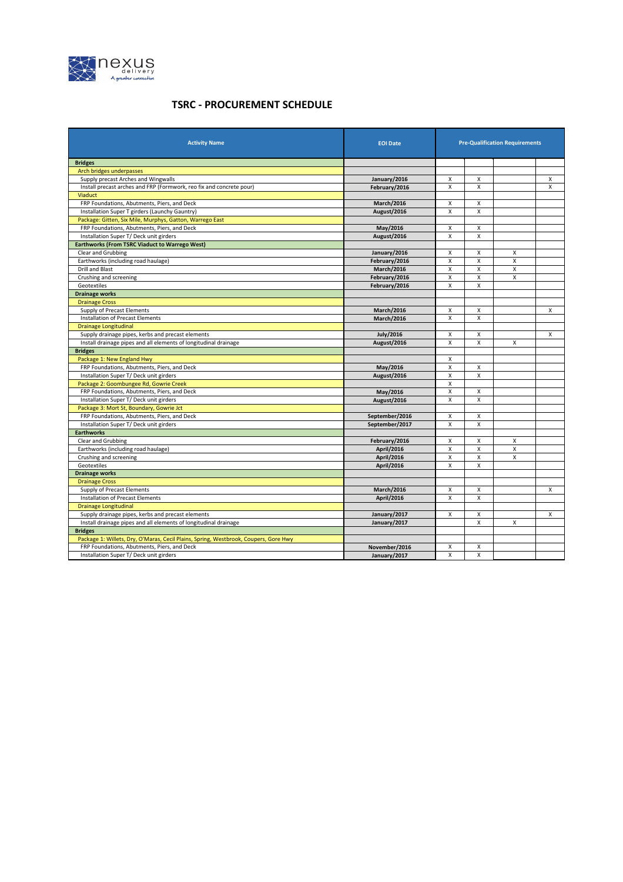# TSRC - PROCUREMENT SCHEDULE

| Activity Name | EOI Date | Pre-Qualification Requirements | | | |
|---|---|---|---|---|---|
| **Bridges** | | | | | |
| Arch bridges underpasses | | | | | |
| Supply precast Arches and Wingwalls | **January/2016** | X | X | | X |
| Install precast arches and FRP (Formwork, reo fix and concrete pour) | **February/2016** | X | X | | X |
| Viaduct | | | | | |
| FRP Foundations, Abutments, Piers, and Deck | **March/2016** | X | X | | |
| Installation Super T girders (Launchy Gauntry) | **August/2016** | X | X | | |
| Package: Gitten, Six Mile, Murphys, Gatton, Warrego East | | | | | |
| FRP Foundations, Abutments, Piers, and Deck | **May/2016** | X | X | | |
| Installation Super T/ Deck unit girders | **August/2016** | X | X | | |
| **Earthworks (From TSRC Viaduct to Warrego West)** | | | | | |
| Clear and Grubbing | **January/2016** | X | X | X | |
| Earthworks (including road haulage) | **February/2016** | X | X | X | |
| Drill and Blast | **March/2016** | X | X | X | |
| Crushing and screening | **February/2016** | X | X | X | |
| Geotextiles | **February/2016** | X | X | | |
| **Drainage works** | | | | | |
| Drainage Cross | | | | | |
| Supply of Precast Elements | **March/2016** | X | X | | X |
| Installation of Precast Elements | **March/2016** | X | X | | |
| Drainage Longitudinal | | | | | |
| Supply drainage pipes, kerbs and precast elements | **July/2016** | X | X | | X |
| Install drainage pipes and all elements of longitudinal drainage | **August/2016** | X | X | X | |
| **Bridges** | | | | | |
| Package 1: New England Hwy | | X | | | |
| FRP Foundations, Abutments, Piers, and Deck | **May/2016** | X | X | | |
| Installation Super T/ Deck unit girders | **August/2016** | X | X | | |
| Package 2: Goombungee Rd, Gowrie Creek | | X | | | |
| FRP Foundations, Abutments, Piers, and Deck | **May/2016** | X | X | | |
| Installation Super T/ Deck unit girders | **August/2016** | X | X | | |
| Package 3: Mort St, Boundary, Gowrie Jct | | | | | |
| FRP Foundations, Abutments, Piers, and Deck | **September/2016** | X | X | | |
| Installation Super T/ Deck unit girders | **September/2017** | X | X | | |
| **Earthworks** | | | | | |
| Clear and Grubbing | **February/2016** | X | X | X | |
| Earthworks (including road haulage) | **April/2016** | X | X | X | |
| Crushing and screening | **April/2016** | X | X | X | |
| Geotextiles | **April/2016** | X | X | | |
| **Drainage works** | | | | | |
| Drainage Cross | | | | | |
| Supply of Precast Elements | **March/2016** | X | X | | X |
| Installation of Precast Elements | **April/2016** | X | X | | |
| Drainage Longitudinal | | | | | |
| Supply drainage pipes, kerbs and precast elements | **January/2017** | X | X | | X |
| Install drainage pipes and all elements of longitudinal drainage | **January/2017** | | X | X | |
| **Bridges** | | | | | |
| Package 1: Willets, Dry, O'Maras, Cecil Plains, Spring, Westbrook, Coupers, Gore Hwy | | | | | |
| FRP Foundations, Abutments, Piers, and Deck | **November/2016** | X | X | | |
| Installation Super T/ Deck unit girders | **January/2017** | X | X | | |